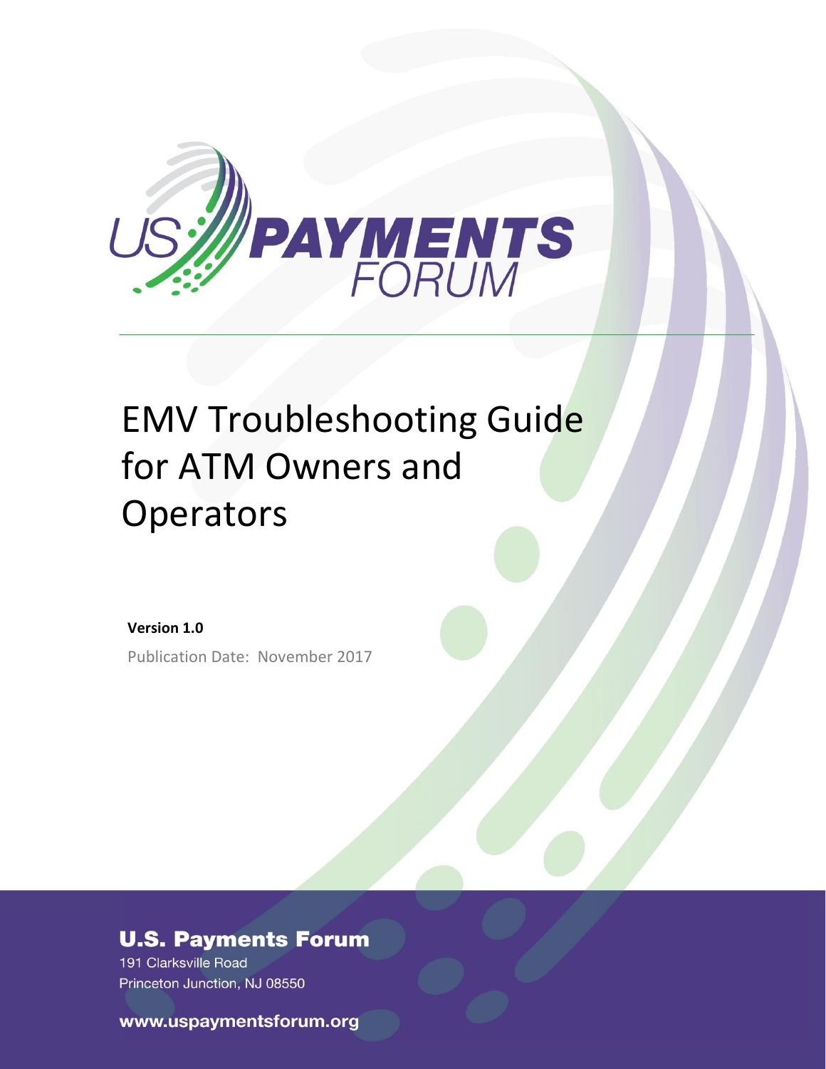# EMV Troubleshooting Guide for ATM Owners and Operators

**Version 1.0**

Publication Date: November 2017

**U.S. Payments Forum**

191 Clarksville Road

Princeton Junction, NJ 08550

**www.uspaymentsforum.org**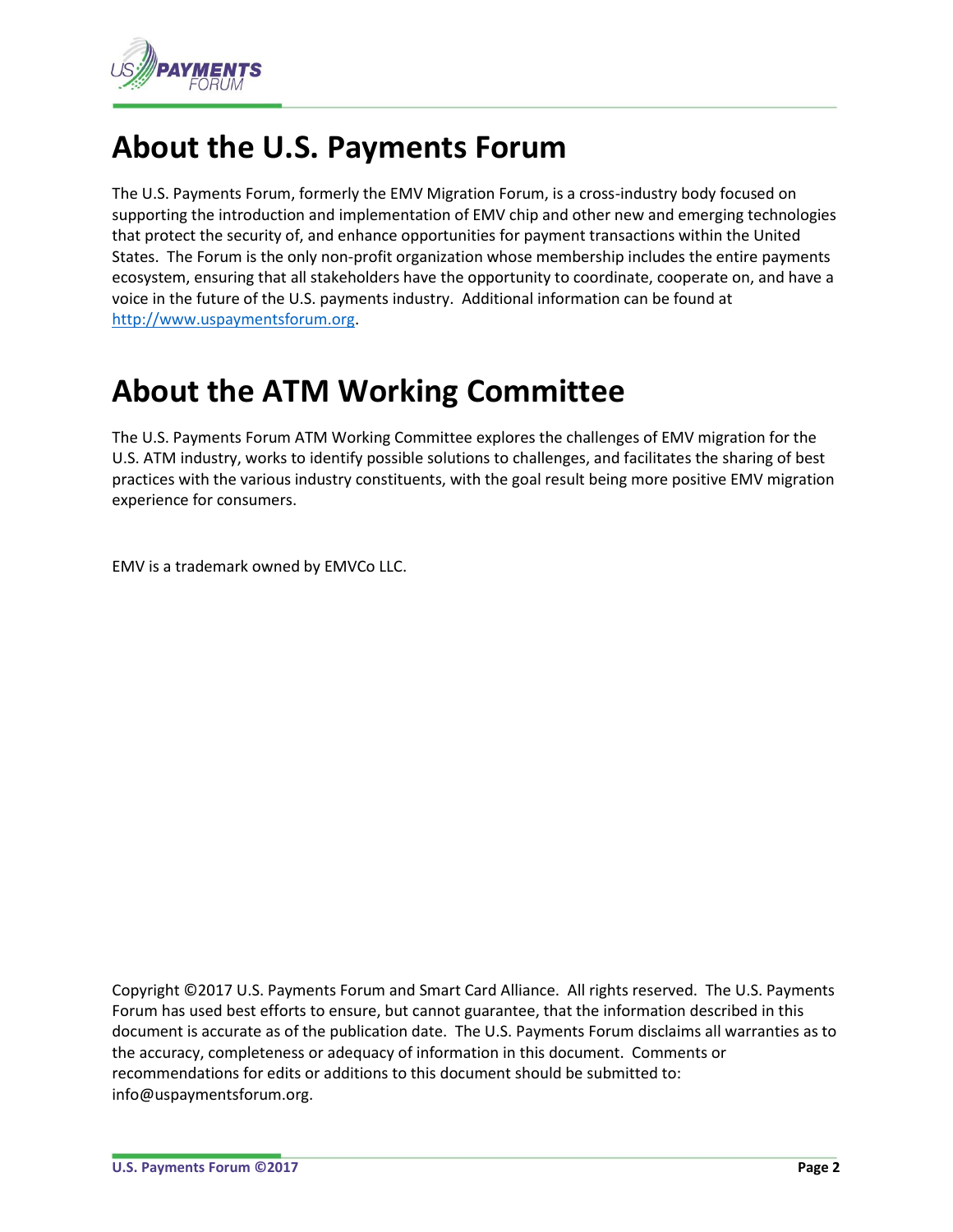# About the U.S. Payments Forum

The U.S. Payments Forum, formerly the EMV Migration Forum, is a cross-industry body focused on supporting the introduction and implementation of EMV chip and other new and emerging technologies that protect the security of, and enhance opportunities for payment transactions within the United States. The Forum is the only non-profit organization whose membership includes the entire payments ecosystem, ensuring that all stakeholders have the opportunity to coordinate, cooperate on, and have a voice in the future of the U.S. payments industry. Additional information can be found at http://www.uspaymentsforum.org.

# About the ATM Working Committee

The U.S. Payments Forum ATM Working Committee explores the challenges of EMV migration for the U.S. ATM industry, works to identify possible solutions to challenges, and facilitates the sharing of best practices with the various industry constituents, with the goal result being more positive EMV migration experience for consumers.

EMV is a trademark owned by EMVCo LLC.

Copyright ©2017 U.S. Payments Forum and Smart Card Alliance. All rights reserved. The U.S. Payments Forum has used best efforts to ensure, but cannot guarantee, that the information described in this document is accurate as of the publication date. The U.S. Payments Forum disclaims all warranties as to the accuracy, completeness or adequacy of information in this document. Comments or recommendations for edits or additions to this document should be submitted to: info@uspaymentsforum.org.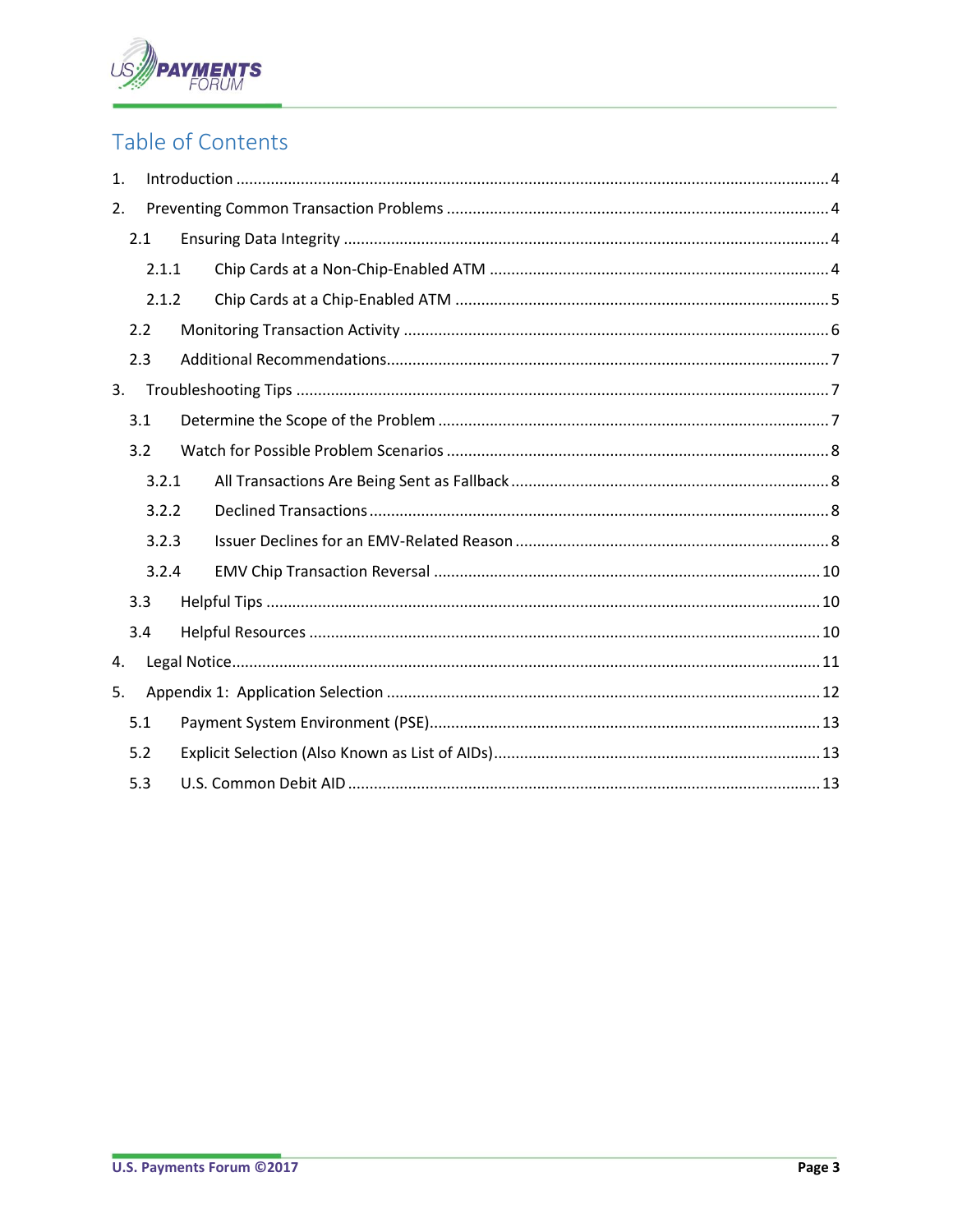# Table of Contents

1. Introduction ... 4
2. Preventing Common Transaction Problems ... 4
   - 2.1 Ensuring Data Integrity ... 4
     - 2.1.1 Chip Cards at a Non-Chip-Enabled ATM ... 4
     - 2.1.2 Chip Cards at a Chip-Enabled ATM ... 5
   - 2.2 Monitoring Transaction Activity ... 6
   - 2.3 Additional Recommendations ... 7
3. Troubleshooting Tips ... 7
   - 3.1 Determine the Scope of the Problem ... 7
   - 3.2 Watch for Possible Problem Scenarios ... 8
     - 3.2.1 All Transactions Are Being Sent as Fallback ... 8
     - 3.2.2 Declined Transactions ... 8
     - 3.2.3 Issuer Declines for an EMV-Related Reason ... 8
     - 3.2.4 EMV Chip Transaction Reversal ... 10
   - 3.3 Helpful Tips ... 10
   - 3.4 Helpful Resources ... 10
4. Legal Notice ... 11
5. Appendix 1: Application Selection ... 12
   - 5.1 Payment System Environment (PSE) ... 13
   - 5.2 Explicit Selection (Also Known as List of AIDs) ... 13
   - 5.3 U.S. Common Debit AID ... 13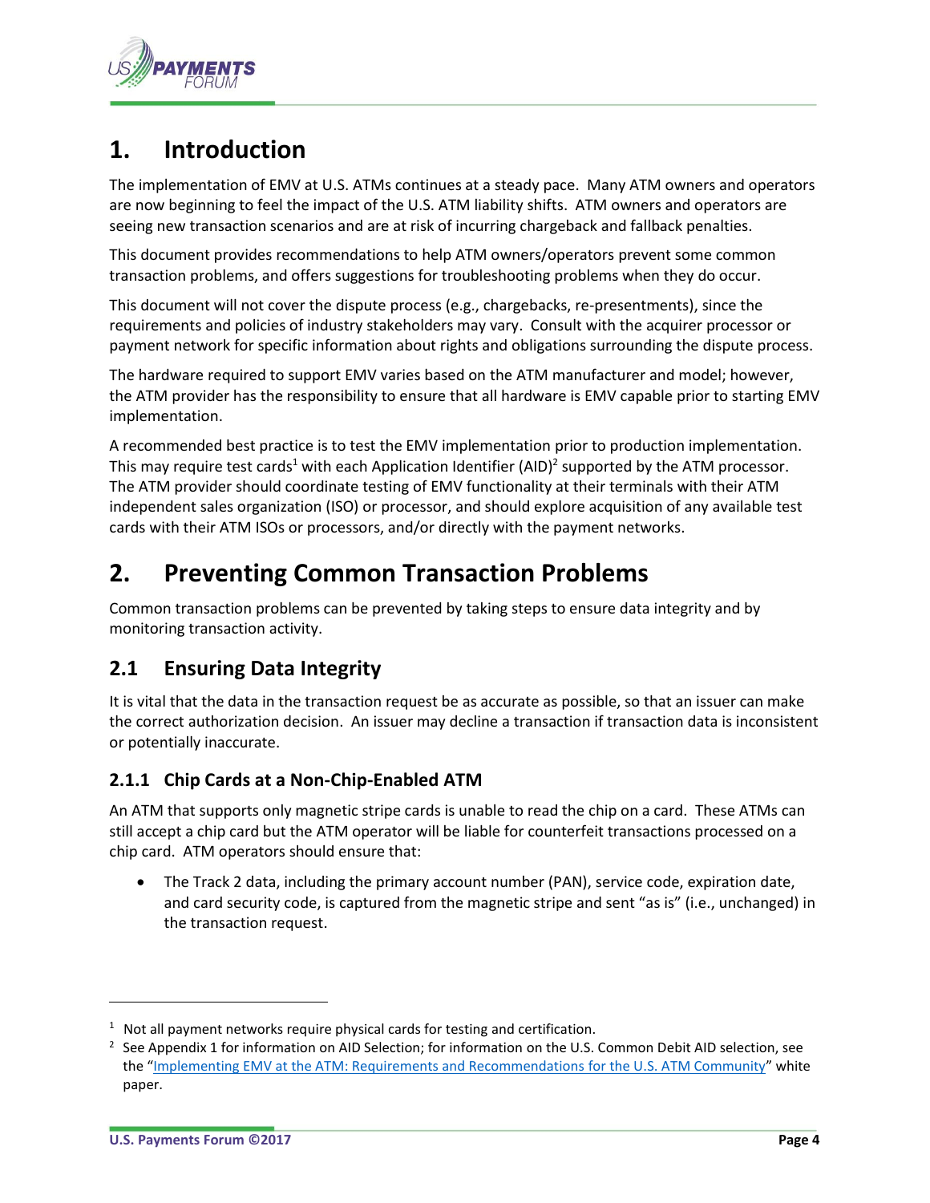# 1. Introduction

The implementation of EMV at U.S. ATMs continues at a steady pace. Many ATM owners and operators are now beginning to feel the impact of the U.S. ATM liability shifts. ATM owners and operators are seeing new transaction scenarios and are at risk of incurring chargeback and fallback penalties.

This document provides recommendations to help ATM owners/operators prevent some common transaction problems, and offers suggestions for troubleshooting problems when they do occur.

This document will not cover the dispute process (e.g., chargebacks, re-presentments), since the requirements and policies of industry stakeholders may vary. Consult with the acquirer processor or payment network for specific information about rights and obligations surrounding the dispute process.

The hardware required to support EMV varies based on the ATM manufacturer and model; however, the ATM provider has the responsibility to ensure that all hardware is EMV capable prior to starting EMV implementation.

A recommended best practice is to test the EMV implementation prior to production implementation. This may require test cards[1] with each Application Identifier (AID)[2] supported by the ATM processor. The ATM provider should coordinate testing of EMV functionality at their terminals with their ATM independent sales organization (ISO) or processor, and should explore acquisition of any available test cards with their ATM ISOs or processors, and/or directly with the payment networks.

# 2. Preventing Common Transaction Problems

Common transaction problems can be prevented by taking steps to ensure data integrity and by monitoring transaction activity.

## 2.1 Ensuring Data Integrity

It is vital that the data in the transaction request be as accurate as possible, so that an issuer can make the correct authorization decision. An issuer may decline a transaction if transaction data is inconsistent or potentially inaccurate.

### 2.1.1 Chip Cards at a Non-Chip-Enabled ATM

An ATM that supports only magnetic stripe cards is unable to read the chip on a card. These ATMs can still accept a chip card but the ATM operator will be liable for counterfeit transactions processed on a chip card. ATM operators should ensure that:

- The Track 2 data, including the primary account number (PAN), service code, expiration date, and card security code, is captured from the magnetic stripe and sent "as is" (i.e., unchanged) in the transaction request.

---

[1] Not all payment networks require physical cards for testing and certification.

[2] See Appendix 1 for information on AID Selection; for information on the U.S. Common Debit AID selection, see the "Implementing EMV at the ATM: Requirements and Recommendations for the U.S. ATM Community" white paper.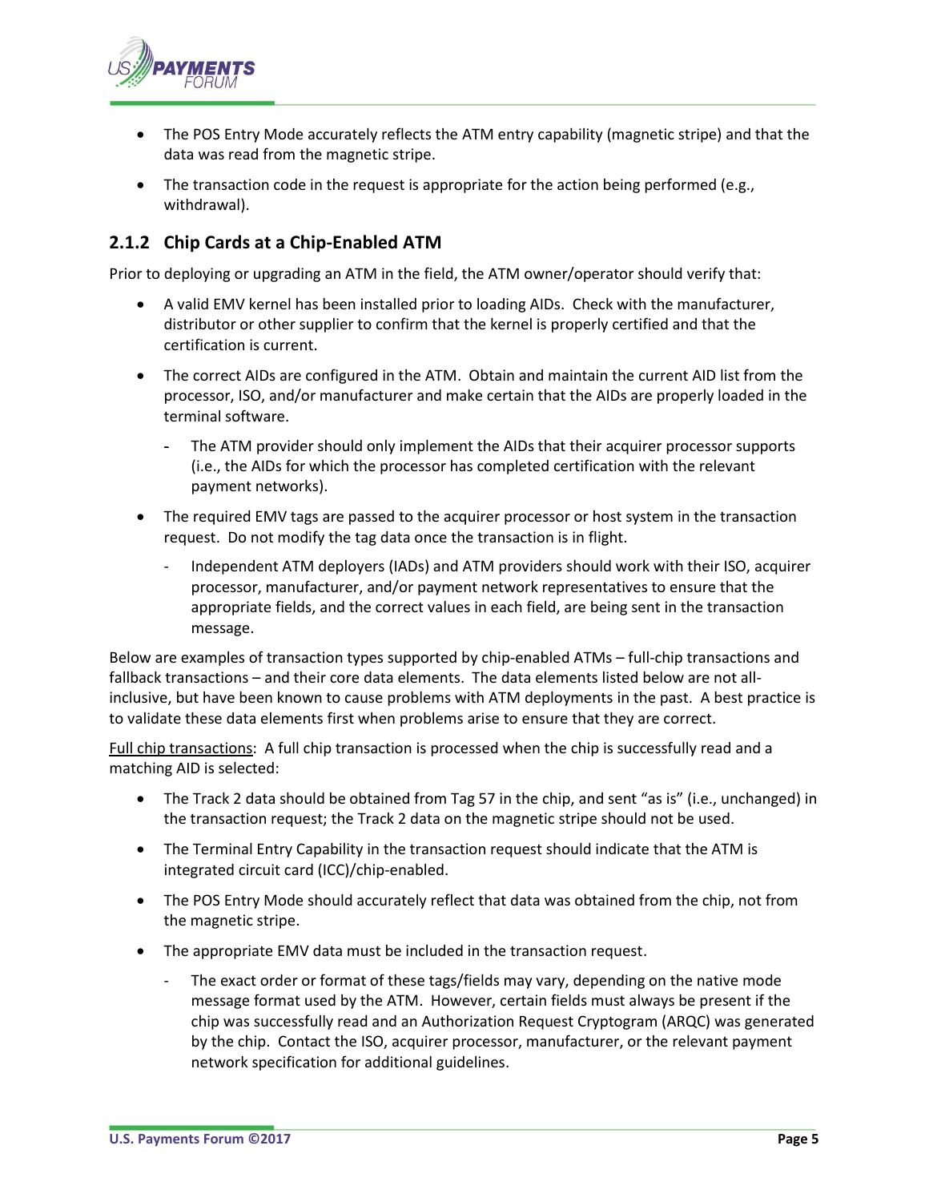- The POS Entry Mode accurately reflects the ATM entry capability (magnetic stripe) and that the data was read from the magnetic stripe.
- The transaction code in the request is appropriate for the action being performed (e.g., withdrawal).

### 2.1.2 Chip Cards at a Chip-Enabled ATM

Prior to deploying or upgrading an ATM in the field, the ATM owner/operator should verify that:

- A valid EMV kernel has been installed prior to loading AIDs. Check with the manufacturer, distributor or other supplier to confirm that the kernel is properly certified and that the certification is current.
- The correct AIDs are configured in the ATM. Obtain and maintain the current AID list from the processor, ISO, and/or manufacturer and make certain that the AIDs are properly loaded in the terminal software.
  - The ATM provider should only implement the AIDs that their acquirer processor supports (i.e., the AIDs for which the processor has completed certification with the relevant payment networks).
- The required EMV tags are passed to the acquirer processor or host system in the transaction request. Do not modify the tag data once the transaction is in flight.
  - Independent ATM deployers (IADs) and ATM providers should work with their ISO, acquirer processor, manufacturer, and/or payment network representatives to ensure that the appropriate fields, and the correct values in each field, are being sent in the transaction message.

Below are examples of transaction types supported by chip-enabled ATMs – full-chip transactions and fallback transactions – and their core data elements. The data elements listed below are not all-inclusive, but have been known to cause problems with ATM deployments in the past. A best practice is to validate these data elements first when problems arise to ensure that they are correct.

Full chip transactions: A full chip transaction is processed when the chip is successfully read and a matching AID is selected:

- The Track 2 data should be obtained from Tag 57 in the chip, and sent "as is" (i.e., unchanged) in the transaction request; the Track 2 data on the magnetic stripe should not be used.
- The Terminal Entry Capability in the transaction request should indicate that the ATM is integrated circuit card (ICC)/chip-enabled.
- The POS Entry Mode should accurately reflect that data was obtained from the chip, not from the magnetic stripe.
- The appropriate EMV data must be included in the transaction request.
  - The exact order or format of these tags/fields may vary, depending on the native mode message format used by the ATM. However, certain fields must always be present if the chip was successfully read and an Authorization Request Cryptogram (ARQC) was generated by the chip. Contact the ISO, acquirer processor, manufacturer, or the relevant payment network specification for additional guidelines.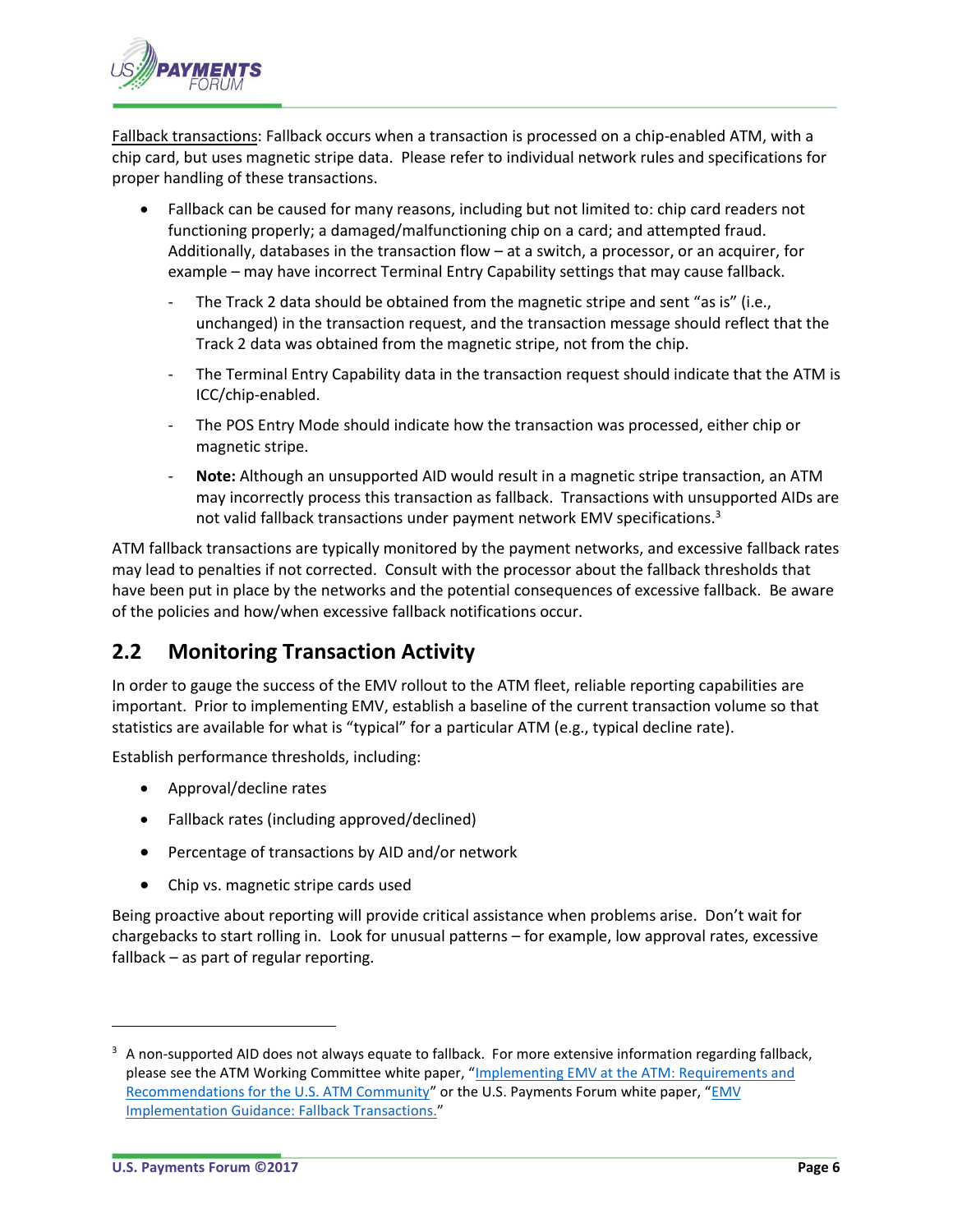Fallback transactions: Fallback occurs when a transaction is processed on a chip-enabled ATM, with a chip card, but uses magnetic stripe data. Please refer to individual network rules and specifications for proper handling of these transactions.

- Fallback can be caused for many reasons, including but not limited to: chip card readers not functioning properly; a damaged/malfunctioning chip on a card; and attempted fraud. Additionally, databases in the transaction flow – at a switch, a processor, or an acquirer, for example – may have incorrect Terminal Entry Capability settings that may cause fallback.
  - The Track 2 data should be obtained from the magnetic stripe and sent "as is" (i.e., unchanged) in the transaction request, and the transaction message should reflect that the Track 2 data was obtained from the magnetic stripe, not from the chip.
  - The Terminal Entry Capability data in the transaction request should indicate that the ATM is ICC/chip-enabled.
  - The POS Entry Mode should indicate how the transaction was processed, either chip or magnetic stripe.
  - **Note:** Although an unsupported AID would result in a magnetic stripe transaction, an ATM may incorrectly process this transaction as fallback. Transactions with unsupported AIDs are not valid fallback transactions under payment network EMV specifications.[3]

ATM fallback transactions are typically monitored by the payment networks, and excessive fallback rates may lead to penalties if not corrected. Consult with the processor about the fallback thresholds that have been put in place by the networks and the potential consequences of excessive fallback. Be aware of the policies and how/when excessive fallback notifications occur.

## 2.2 Monitoring Transaction Activity

In order to gauge the success of the EMV rollout to the ATM fleet, reliable reporting capabilities are important. Prior to implementing EMV, establish a baseline of the current transaction volume so that statistics are available for what is "typical" for a particular ATM (e.g., typical decline rate).

Establish performance thresholds, including:

- Approval/decline rates
- Fallback rates (including approved/declined)
- Percentage of transactions by AID and/or network
- Chip vs. magnetic stripe cards used

Being proactive about reporting will provide critical assistance when problems arise. Don't wait for chargebacks to start rolling in. Look for unusual patterns – for example, low approval rates, excessive fallback – as part of regular reporting.

[3] A non-supported AID does not always equate to fallback. For more extensive information regarding fallback, please see the ATM Working Committee white paper, "Implementing EMV at the ATM: Requirements and Recommendations for the U.S. ATM Community" or the U.S. Payments Forum white paper, "EMV Implementation Guidance: Fallback Transactions."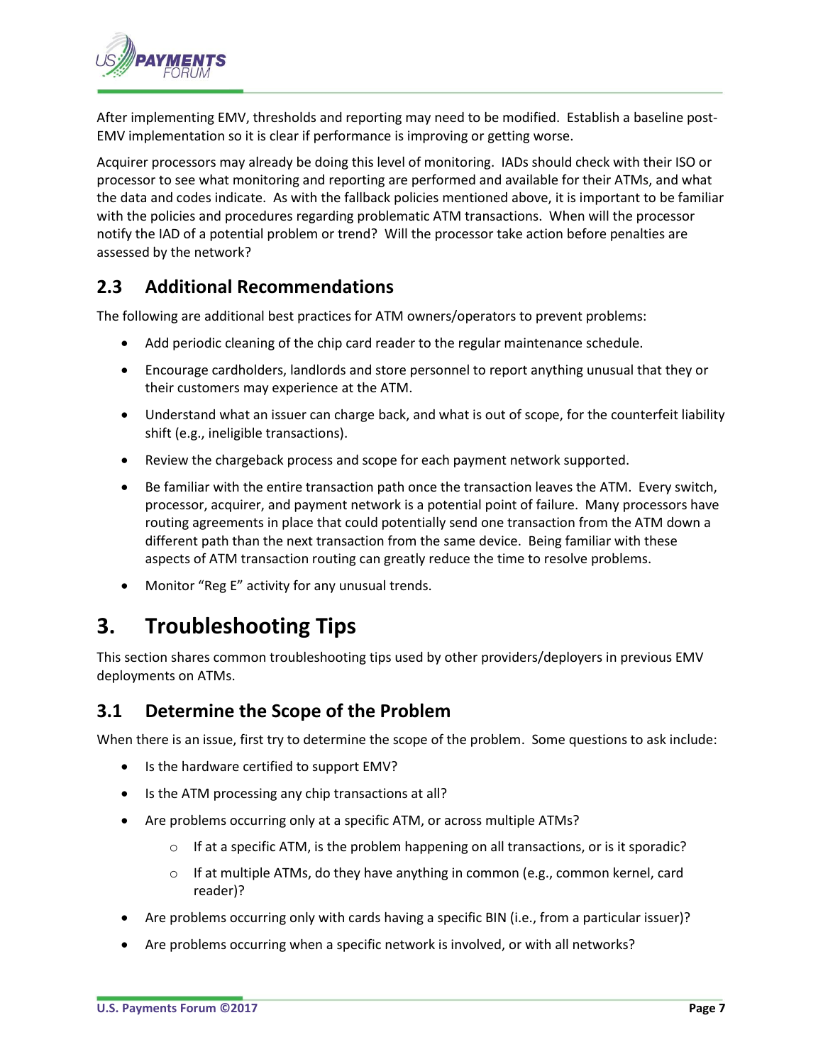After implementing EMV, thresholds and reporting may need to be modified. Establish a baseline post-EMV implementation so it is clear if performance is improving or getting worse.

Acquirer processors may already be doing this level of monitoring. IADs should check with their ISO or processor to see what monitoring and reporting are performed and available for their ATMs, and what the data and codes indicate. As with the fallback policies mentioned above, it is important to be familiar with the policies and procedures regarding problematic ATM transactions. When will the processor notify the IAD of a potential problem or trend? Will the processor take action before penalties are assessed by the network?

## 2.3 Additional Recommendations

The following are additional best practices for ATM owners/operators to prevent problems:

- Add periodic cleaning of the chip card reader to the regular maintenance schedule.
- Encourage cardholders, landlords and store personnel to report anything unusual that they or their customers may experience at the ATM.
- Understand what an issuer can charge back, and what is out of scope, for the counterfeit liability shift (e.g., ineligible transactions).
- Review the chargeback process and scope for each payment network supported.
- Be familiar with the entire transaction path once the transaction leaves the ATM. Every switch, processor, acquirer, and payment network is a potential point of failure. Many processors have routing agreements in place that could potentially send one transaction from the ATM down a different path than the next transaction from the same device. Being familiar with these aspects of ATM transaction routing can greatly reduce the time to resolve problems.
- Monitor "Reg E" activity for any unusual trends.

# 3. Troubleshooting Tips

This section shares common troubleshooting tips used by other providers/deployers in previous EMV deployments on ATMs.

## 3.1 Determine the Scope of the Problem

When there is an issue, first try to determine the scope of the problem. Some questions to ask include:

- Is the hardware certified to support EMV?
- Is the ATM processing any chip transactions at all?
- Are problems occurring only at a specific ATM, or across multiple ATMs?
  - If at a specific ATM, is the problem happening on all transactions, or is it sporadic?
  - If at multiple ATMs, do they have anything in common (e.g., common kernel, card reader)?
- Are problems occurring only with cards having a specific BIN (i.e., from a particular issuer)?
- Are problems occurring when a specific network is involved, or with all networks?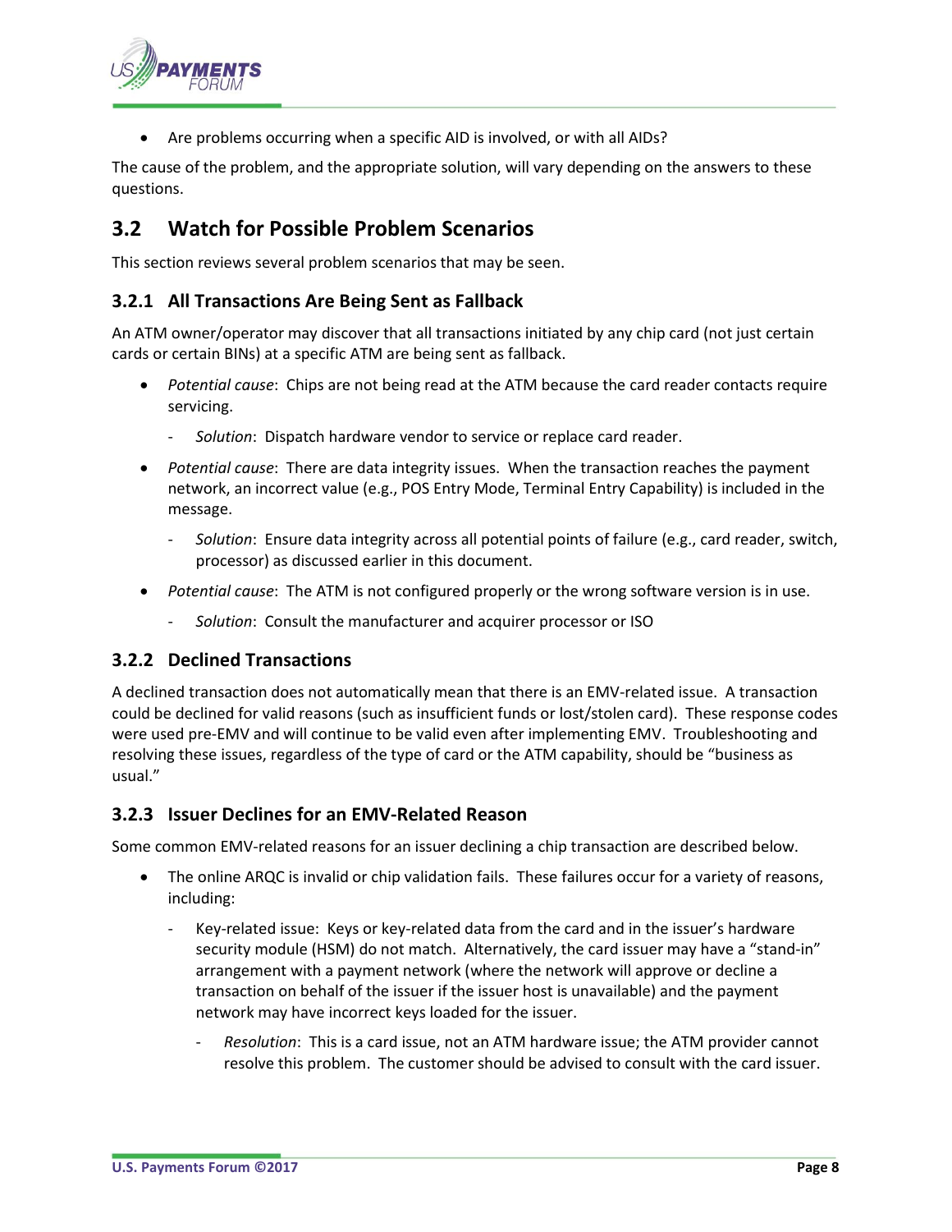- Are problems occurring when a specific AID is involved, or with all AIDs?

The cause of the problem, and the appropriate solution, will vary depending on the answers to these questions.

## 3.2 Watch for Possible Problem Scenarios

This section reviews several problem scenarios that may be seen.

### 3.2.1 All Transactions Are Being Sent as Fallback

An ATM owner/operator may discover that all transactions initiated by any chip card (not just certain cards or certain BINs) at a specific ATM are being sent as fallback.

- *Potential cause*: Chips are not being read at the ATM because the card reader contacts require servicing.
    - *Solution*: Dispatch hardware vendor to service or replace card reader.
- *Potential cause*: There are data integrity issues. When the transaction reaches the payment network, an incorrect value (e.g., POS Entry Mode, Terminal Entry Capability) is included in the message.
    - *Solution*: Ensure data integrity across all potential points of failure (e.g., card reader, switch, processor) as discussed earlier in this document.
- *Potential cause*: The ATM is not configured properly or the wrong software version is in use.
    - *Solution*: Consult the manufacturer and acquirer processor or ISO

### 3.2.2 Declined Transactions

A declined transaction does not automatically mean that there is an EMV-related issue. A transaction could be declined for valid reasons (such as insufficient funds or lost/stolen card). These response codes were used pre-EMV and will continue to be valid even after implementing EMV. Troubleshooting and resolving these issues, regardless of the type of card or the ATM capability, should be "business as usual."

### 3.2.3 Issuer Declines for an EMV-Related Reason

Some common EMV-related reasons for an issuer declining a chip transaction are described below.

- The online ARQC is invalid or chip validation fails. These failures occur for a variety of reasons, including:
    - Key-related issue: Keys or key-related data from the card and in the issuer's hardware security module (HSM) do not match. Alternatively, the card issuer may have a "stand-in" arrangement with a payment network (where the network will approve or decline a transaction on behalf of the issuer if the issuer host is unavailable) and the payment network may have incorrect keys loaded for the issuer.
        - *Resolution*: This is a card issue, not an ATM hardware issue; the ATM provider cannot resolve this problem. The customer should be advised to consult with the card issuer.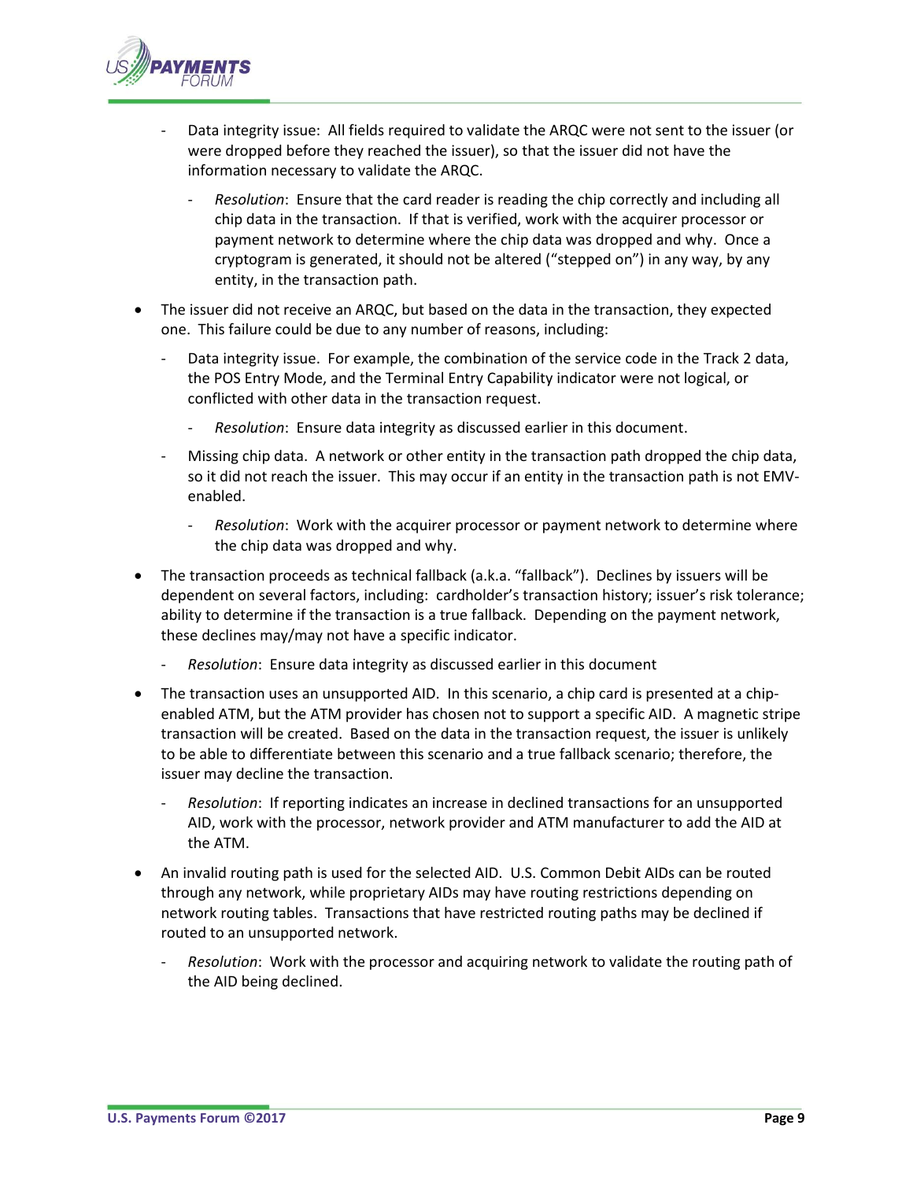- Data integrity issue: All fields required to validate the ARQC were not sent to the issuer (or were dropped before they reached the issuer), so that the issuer did not have the information necessary to validate the ARQC.
  - *Resolution*: Ensure that the card reader is reading the chip correctly and including all chip data in the transaction. If that is verified, work with the acquirer processor or payment network to determine where the chip data was dropped and why. Once a cryptogram is generated, it should not be altered ("stepped on") in any way, by any entity, in the transaction path.

- The issuer did not receive an ARQC, but based on the data in the transaction, they expected one. This failure could be due to any number of reasons, including:
  - Data integrity issue. For example, the combination of the service code in the Track 2 data, the POS Entry Mode, and the Terminal Entry Capability indicator were not logical, or conflicted with other data in the transaction request.
    - *Resolution*: Ensure data integrity as discussed earlier in this document.
  - Missing chip data. A network or other entity in the transaction path dropped the chip data, so it did not reach the issuer. This may occur if an entity in the transaction path is not EMV-enabled.
    - *Resolution*: Work with the acquirer processor or payment network to determine where the chip data was dropped and why.

- The transaction proceeds as technical fallback (a.k.a. "fallback"). Declines by issuers will be dependent on several factors, including: cardholder's transaction history; issuer's risk tolerance; ability to determine if the transaction is a true fallback. Depending on the payment network, these declines may/may not have a specific indicator.
  - *Resolution*: Ensure data integrity as discussed earlier in this document

- The transaction uses an unsupported AID. In this scenario, a chip card is presented at a chip-enabled ATM, but the ATM provider has chosen not to support a specific AID. A magnetic stripe transaction will be created. Based on the data in the transaction request, the issuer is unlikely to be able to differentiate between this scenario and a true fallback scenario; therefore, the issuer may decline the transaction.
  - *Resolution*: If reporting indicates an increase in declined transactions for an unsupported AID, work with the processor, network provider and ATM manufacturer to add the AID at the ATM.

- An invalid routing path is used for the selected AID. U.S. Common Debit AIDs can be routed through any network, while proprietary AIDs may have routing restrictions depending on network routing tables. Transactions that have restricted routing paths may be declined if routed to an unsupported network.
  - *Resolution*: Work with the processor and acquiring network to validate the routing path of the AID being declined.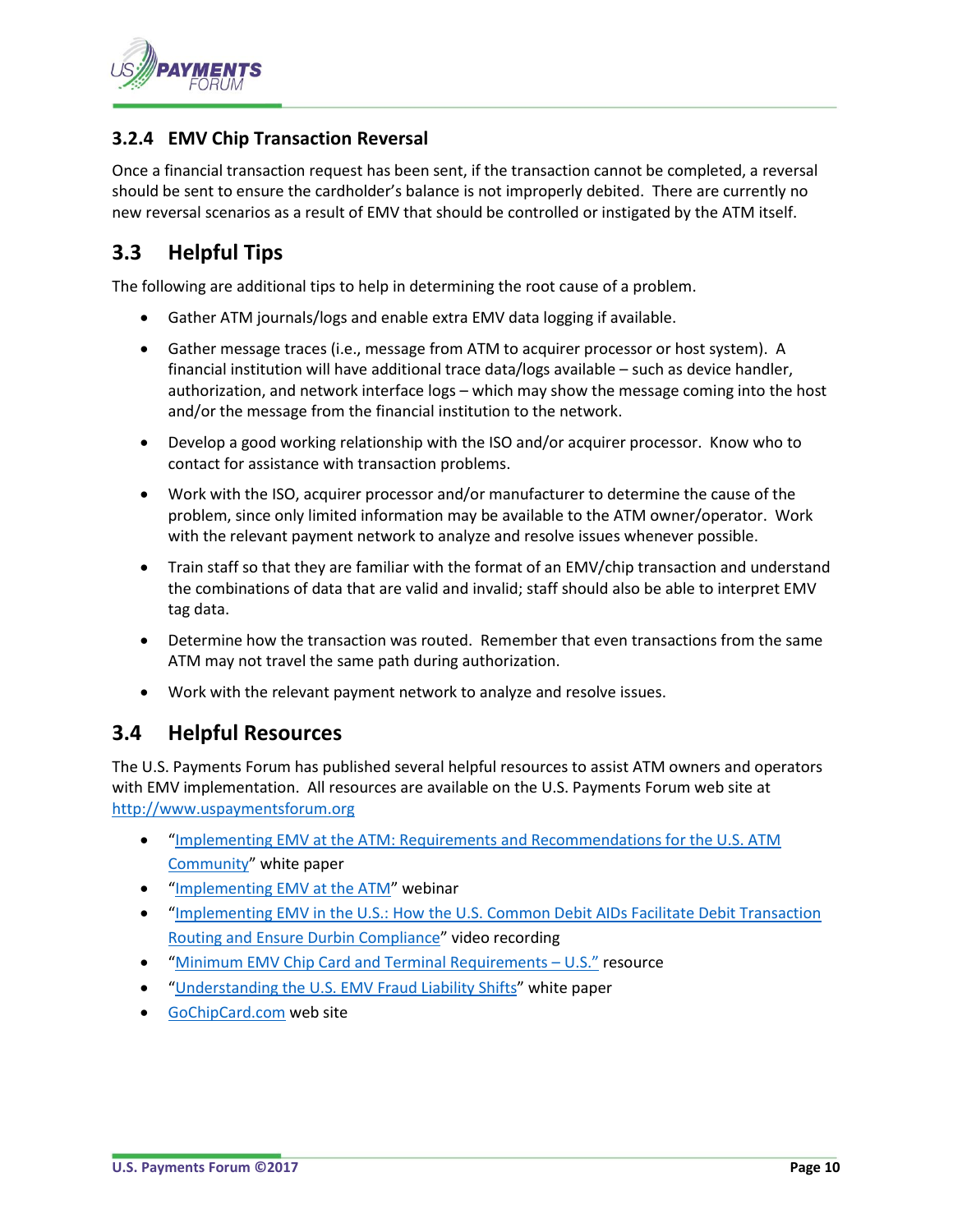### 3.2.4 EMV Chip Transaction Reversal

Once a financial transaction request has been sent, if the transaction cannot be completed, a reversal should be sent to ensure the cardholder's balance is not improperly debited. There are currently no new reversal scenarios as a result of EMV that should be controlled or instigated by the ATM itself.

## 3.3 Helpful Tips

The following are additional tips to help in determining the root cause of a problem.

- Gather ATM journals/logs and enable extra EMV data logging if available.
- Gather message traces (i.e., message from ATM to acquirer processor or host system). A financial institution will have additional trace data/logs available – such as device handler, authorization, and network interface logs – which may show the message coming into the host and/or the message from the financial institution to the network.
- Develop a good working relationship with the ISO and/or acquirer processor. Know who to contact for assistance with transaction problems.
- Work with the ISO, acquirer processor and/or manufacturer to determine the cause of the problem, since only limited information may be available to the ATM owner/operator. Work with the relevant payment network to analyze and resolve issues whenever possible.
- Train staff so that they are familiar with the format of an EMV/chip transaction and understand the combinations of data that are valid and invalid; staff should also be able to interpret EMV tag data.
- Determine how the transaction was routed. Remember that even transactions from the same ATM may not travel the same path during authorization.
- Work with the relevant payment network to analyze and resolve issues.

## 3.4 Helpful Resources

The U.S. Payments Forum has published several helpful resources to assist ATM owners and operators with EMV implementation. All resources are available on the U.S. Payments Forum web site at http://www.uspaymentsforum.org

- "Implementing EMV at the ATM: Requirements and Recommendations for the U.S. ATM Community" white paper
- "Implementing EMV at the ATM" webinar
- "Implementing EMV in the U.S.: How the U.S. Common Debit AIDs Facilitate Debit Transaction Routing and Ensure Durbin Compliance" video recording
- "Minimum EMV Chip Card and Terminal Requirements – U.S." resource
- "Understanding the U.S. EMV Fraud Liability Shifts" white paper
- GoChipCard.com web site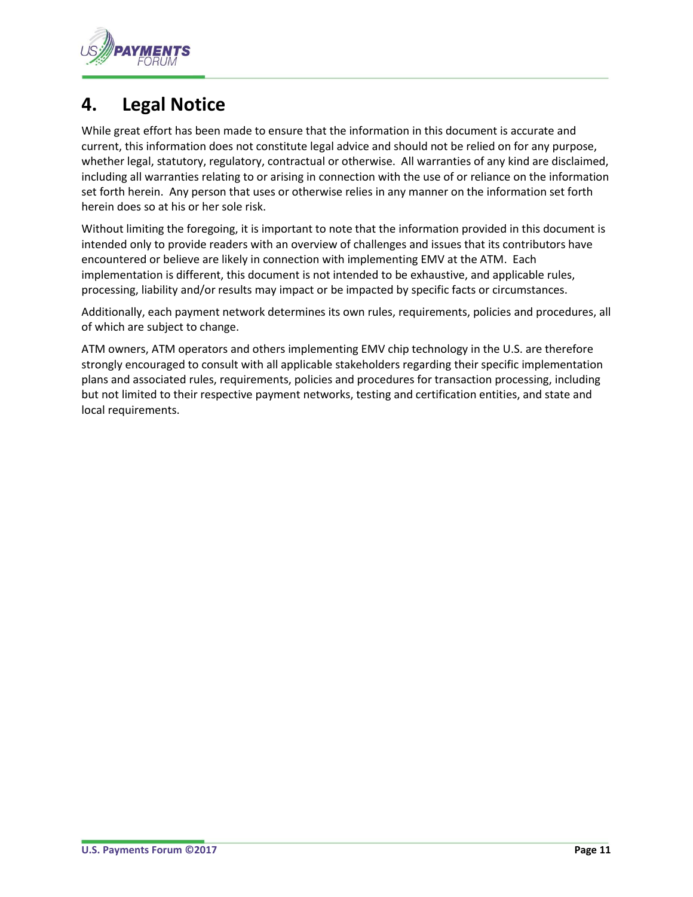# 4. Legal Notice

While great effort has been made to ensure that the information in this document is accurate and current, this information does not constitute legal advice and should not be relied on for any purpose, whether legal, statutory, regulatory, contractual or otherwise. All warranties of any kind are disclaimed, including all warranties relating to or arising in connection with the use of or reliance on the information set forth herein. Any person that uses or otherwise relies in any manner on the information set forth herein does so at his or her sole risk.

Without limiting the foregoing, it is important to note that the information provided in this document is intended only to provide readers with an overview of challenges and issues that its contributors have encountered or believe are likely in connection with implementing EMV at the ATM. Each implementation is different, this document is not intended to be exhaustive, and applicable rules, processing, liability and/or results may impact or be impacted by specific facts or circumstances.

Additionally, each payment network determines its own rules, requirements, policies and procedures, all of which are subject to change.

ATM owners, ATM operators and others implementing EMV chip technology in the U.S. are therefore strongly encouraged to consult with all applicable stakeholders regarding their specific implementation plans and associated rules, requirements, policies and procedures for transaction processing, including but not limited to their respective payment networks, testing and certification entities, and state and local requirements.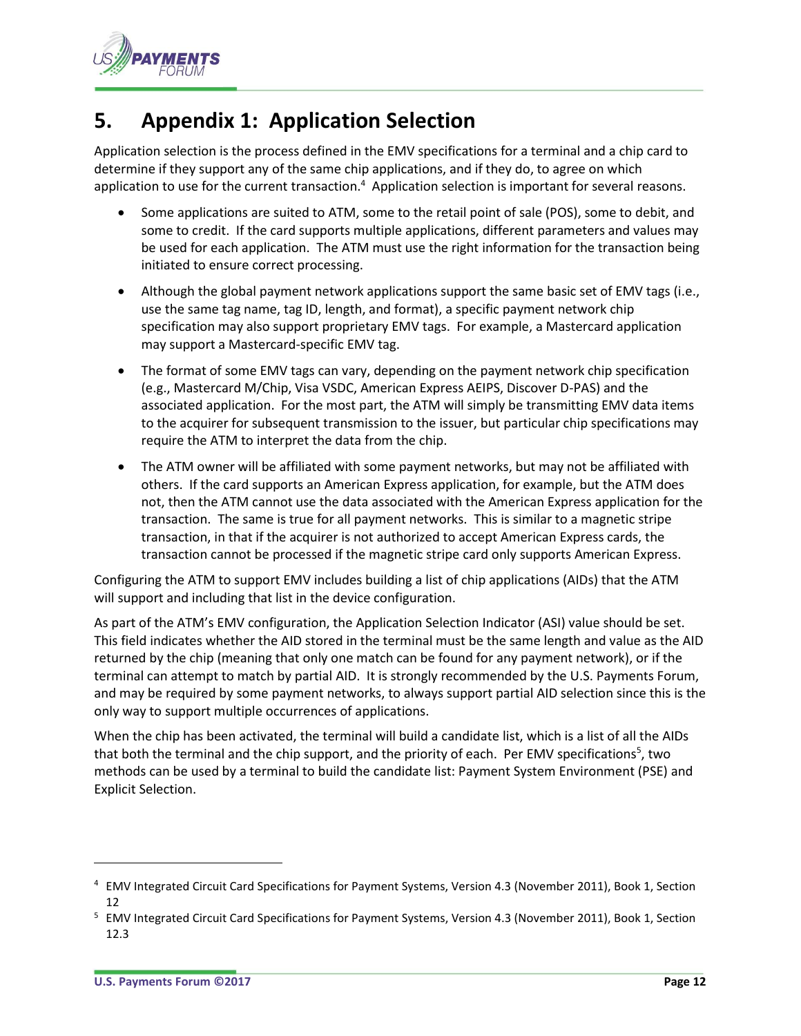# 5. Appendix 1: Application Selection

Application selection is the process defined in the EMV specifications for a terminal and a chip card to determine if they support any of the same chip applications, and if they do, to agree on which application to use for the current transaction.[4] Application selection is important for several reasons.

- Some applications are suited to ATM, some to the retail point of sale (POS), some to debit, and some to credit. If the card supports multiple applications, different parameters and values may be used for each application. The ATM must use the right information for the transaction being initiated to ensure correct processing.
- Although the global payment network applications support the same basic set of EMV tags (i.e., use the same tag name, tag ID, length, and format), a specific payment network chip specification may also support proprietary EMV tags. For example, a Mastercard application may support a Mastercard-specific EMV tag.
- The format of some EMV tags can vary, depending on the payment network chip specification (e.g., Mastercard M/Chip, Visa VSDC, American Express AEIPS, Discover D-PAS) and the associated application. For the most part, the ATM will simply be transmitting EMV data items to the acquirer for subsequent transmission to the issuer, but particular chip specifications may require the ATM to interpret the data from the chip.
- The ATM owner will be affiliated with some payment networks, but may not be affiliated with others. If the card supports an American Express application, for example, but the ATM does not, then the ATM cannot use the data associated with the American Express application for the transaction. The same is true for all payment networks. This is similar to a magnetic stripe transaction, in that if the acquirer is not authorized to accept American Express cards, the transaction cannot be processed if the magnetic stripe card only supports American Express.

Configuring the ATM to support EMV includes building a list of chip applications (AIDs) that the ATM will support and including that list in the device configuration.

As part of the ATM's EMV configuration, the Application Selection Indicator (ASI) value should be set. This field indicates whether the AID stored in the terminal must be the same length and value as the AID returned by the chip (meaning that only one match can be found for any payment network), or if the terminal can attempt to match by partial AID. It is strongly recommended by the U.S. Payments Forum, and may be required by some payment networks, to always support partial AID selection since this is the only way to support multiple occurrences of applications.

When the chip has been activated, the terminal will build a candidate list, which is a list of all the AIDs that both the terminal and the chip support, and the priority of each. Per EMV specifications[5], two methods can be used by a terminal to build the candidate list: Payment System Environment (PSE) and Explicit Selection.

---

[4] EMV Integrated Circuit Card Specifications for Payment Systems, Version 4.3 (November 2011), Book 1, Section 12

[5] EMV Integrated Circuit Card Specifications for Payment Systems, Version 4.3 (November 2011), Book 1, Section 12.3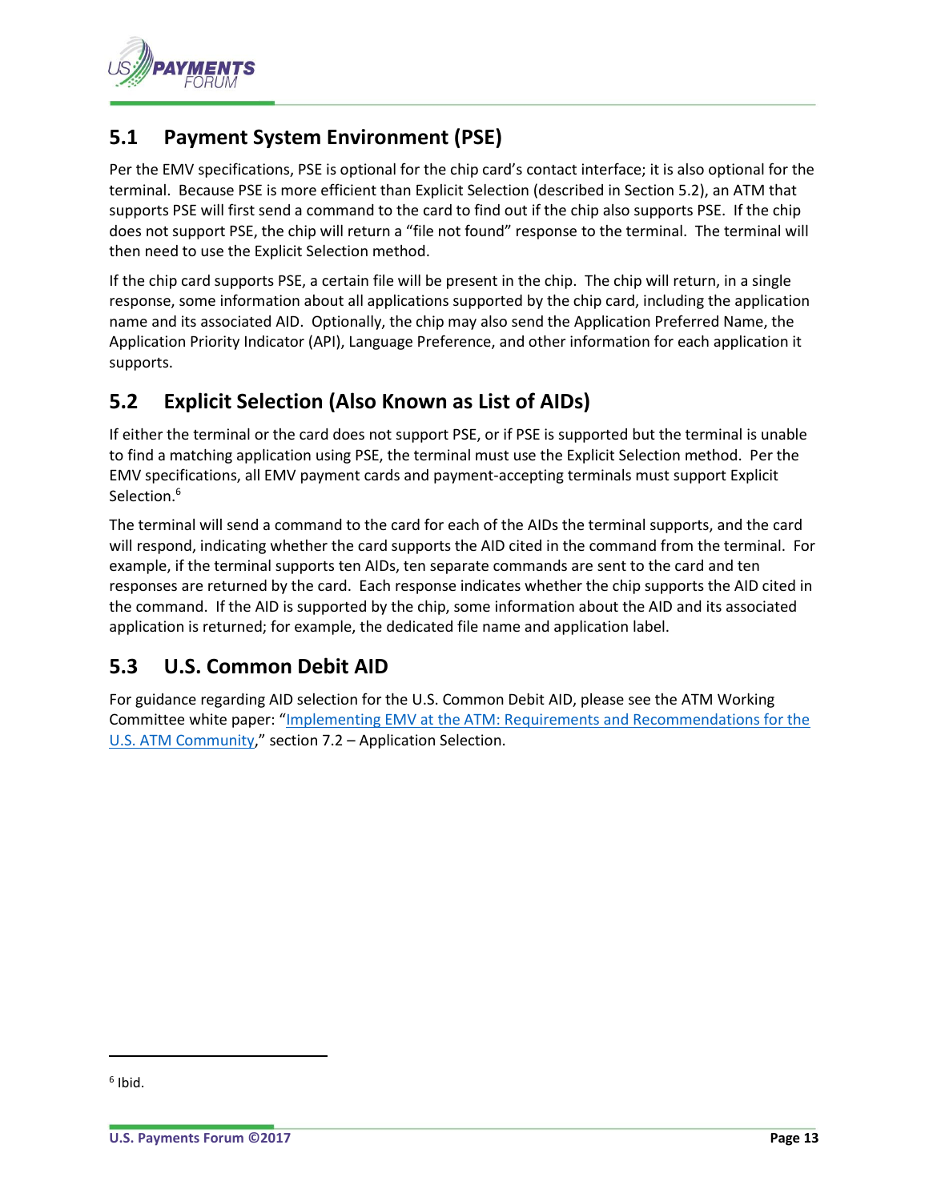## 5.1 Payment System Environment (PSE)

Per the EMV specifications, PSE is optional for the chip card's contact interface; it is also optional for the terminal. Because PSE is more efficient than Explicit Selection (described in Section 5.2), an ATM that supports PSE will first send a command to the card to find out if the chip also supports PSE. If the chip does not support PSE, the chip will return a "file not found" response to the terminal. The terminal will then need to use the Explicit Selection method.

If the chip card supports PSE, a certain file will be present in the chip. The chip will return, in a single response, some information about all applications supported by the chip card, including the application name and its associated AID. Optionally, the chip may also send the Application Preferred Name, the Application Priority Indicator (API), Language Preference, and other information for each application it supports.

## 5.2 Explicit Selection (Also Known as List of AIDs)

If either the terminal or the card does not support PSE, or if PSE is supported but the terminal is unable to find a matching application using PSE, the terminal must use the Explicit Selection method. Per the EMV specifications, all EMV payment cards and payment-accepting terminals must support Explicit Selection.[6]

The terminal will send a command to the card for each of the AIDs the terminal supports, and the card will respond, indicating whether the card supports the AID cited in the command from the terminal. For example, if the terminal supports ten AIDs, ten separate commands are sent to the card and ten responses are returned by the card. Each response indicates whether the chip supports the AID cited in the command. If the AID is supported by the chip, some information about the AID and its associated application is returned; for example, the dedicated file name and application label.

## 5.3 U.S. Common Debit AID

For guidance regarding AID selection for the U.S. Common Debit AID, please see the ATM Working Committee white paper: "Implementing EMV at the ATM: Requirements and Recommendations for the U.S. ATM Community," section 7.2 – Application Selection.

---

[6] Ibid.